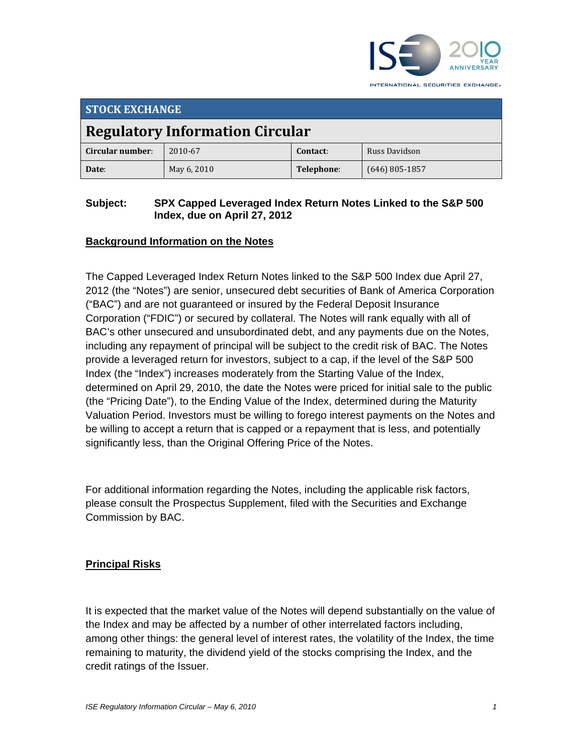INTERNATIONAL SECURITIES EXCHANGE.

| STOCK EXCHANGE | | | |
|---|---|---|---|
| **Regulatory Information Circular** | | | |
| **Circular number:** | 2010-67 | **Contact:** | Russ Davidson |
| **Date:** | May 6, 2010 | **Telephone:** | (646) 805-1857 |

**Subject:** **SPX Capped Leveraged Index Return Notes Linked to the S&P 500 Index, due on April 27, 2012**

## Background Information on the Notes

The Capped Leveraged Index Return Notes linked to the S&P 500 Index due April 27, 2012 (the "Notes") are senior, unsecured debt securities of Bank of America Corporation ("BAC") and are not guaranteed or insured by the Federal Deposit Insurance Corporation ("FDIC") or secured by collateral. The Notes will rank equally with all of BAC's other unsecured and unsubordinated debt, and any payments due on the Notes, including any repayment of principal will be subject to the credit risk of BAC. The Notes provide a leveraged return for investors, subject to a cap, if the level of the S&P 500 Index (the "Index") increases moderately from the Starting Value of the Index, determined on April 29, 2010, the date the Notes were priced for initial sale to the public (the "Pricing Date"), to the Ending Value of the Index, determined during the Maturity Valuation Period. Investors must be willing to forego interest payments on the Notes and be willing to accept a return that is capped or a repayment that is less, and potentially significantly less, than the Original Offering Price of the Notes.

For additional information regarding the Notes, including the applicable risk factors, please consult the Prospectus Supplement, filed with the Securities and Exchange Commission by BAC.

## Principal Risks

It is expected that the market value of the Notes will depend substantially on the value of the Index and may be affected by a number of other interrelated factors including, among other things: the general level of interest rates, the volatility of the Index, the time remaining to maturity, the dividend yield of the stocks comprising the Index, and the credit ratings of the Issuer.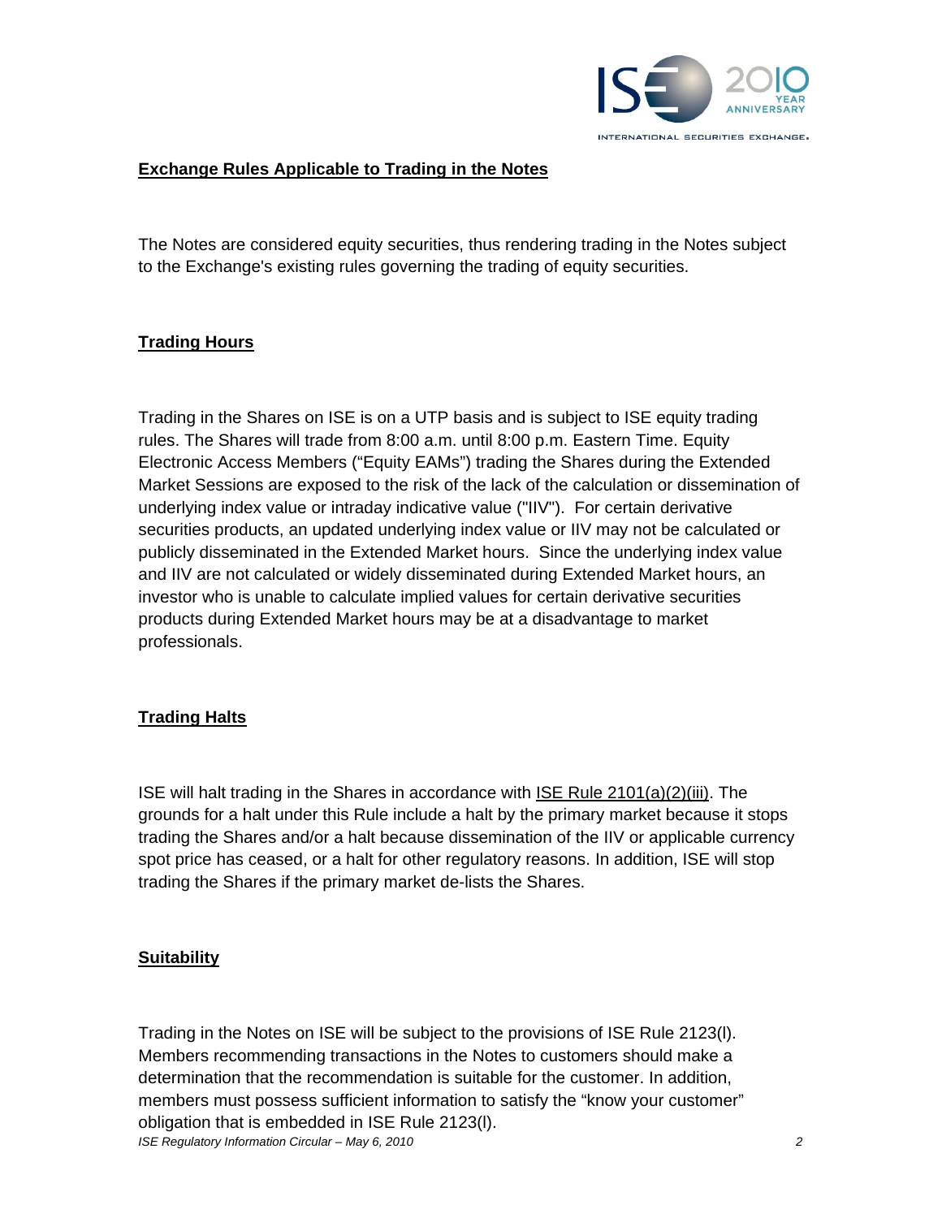## Exchange Rules Applicable to Trading in the Notes

The Notes are considered equity securities, thus rendering trading in the Notes subject to the Exchange's existing rules governing the trading of equity securities.

## Trading Hours

Trading in the Shares on ISE is on a UTP basis and is subject to ISE equity trading rules. The Shares will trade from 8:00 a.m. until 8:00 p.m. Eastern Time. Equity Electronic Access Members ("Equity EAMs") trading the Shares during the Extended Market Sessions are exposed to the risk of the lack of the calculation or dissemination of underlying index value or intraday indicative value ("IIV"). For certain derivative securities products, an updated underlying index value or IIV may not be calculated or publicly disseminated in the Extended Market hours. Since the underlying index value and IIV are not calculated or widely disseminated during Extended Market hours, an investor who is unable to calculate implied values for certain derivative securities products during Extended Market hours may be at a disadvantage to market professionals.

## Trading Halts

ISE will halt trading in the Shares in accordance with ISE Rule 2101(a)(2)(iii). The grounds for a halt under this Rule include a halt by the primary market because it stops trading the Shares and/or a halt because dissemination of the IIV or applicable currency spot price has ceased, or a halt for other regulatory reasons. In addition, ISE will stop trading the Shares if the primary market de-lists the Shares.

## Suitability

Trading in the Notes on ISE will be subject to the provisions of ISE Rule 2123(l). Members recommending transactions in the Notes to customers should make a determination that the recommendation is suitable for the customer. In addition, members must possess sufficient information to satisfy the "know your customer" obligation that is embedded in ISE Rule 2123(l).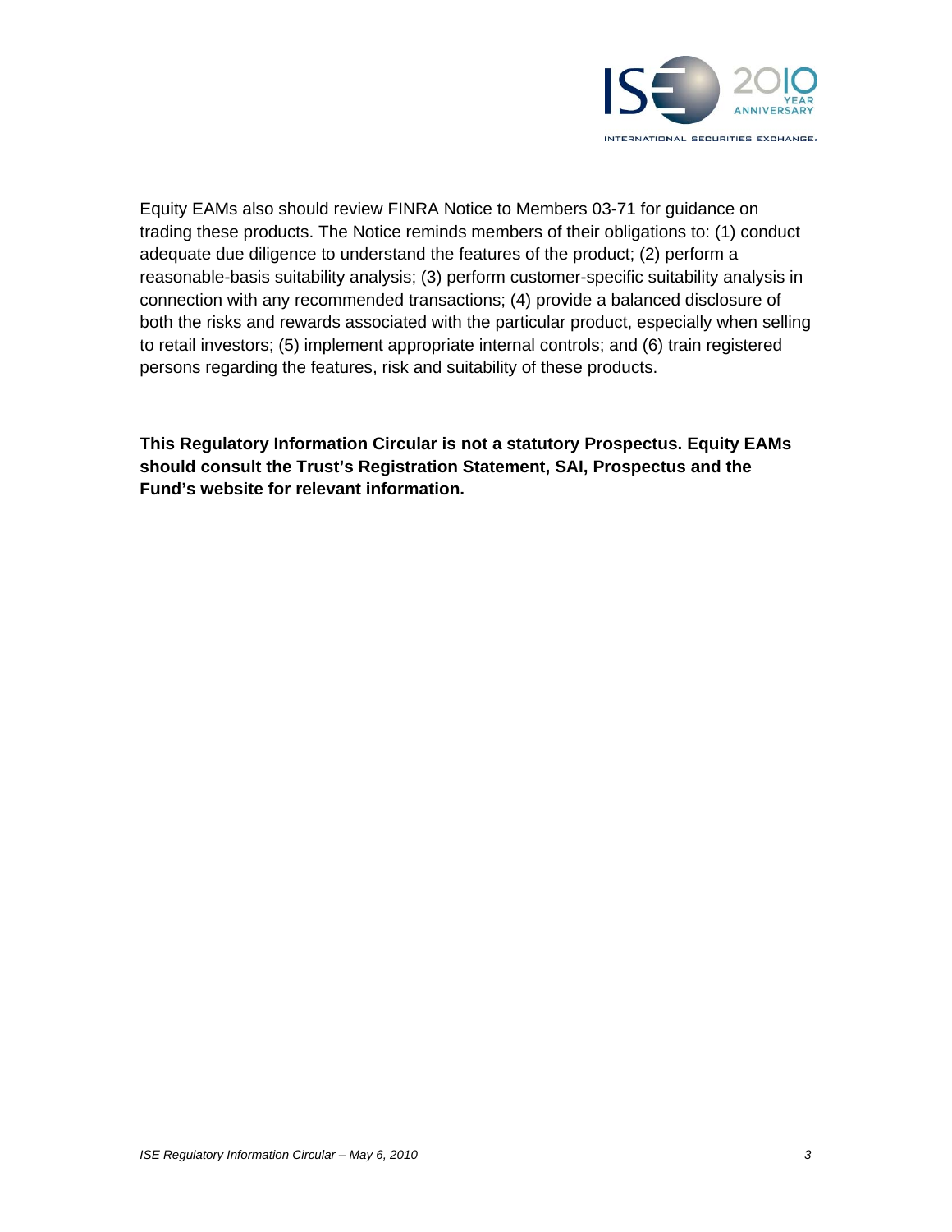Equity EAMs also should review FINRA Notice to Members 03-71 for guidance on trading these products. The Notice reminds members of their obligations to: (1) conduct adequate due diligence to understand the features of the product; (2) perform a reasonable-basis suitability analysis; (3) perform customer-specific suitability analysis in connection with any recommended transactions; (4) provide a balanced disclosure of both the risks and rewards associated with the particular product, especially when selling to retail investors; (5) implement appropriate internal controls; and (6) train registered persons regarding the features, risk and suitability of these products.

**This Regulatory Information Circular is not a statutory Prospectus. Equity EAMs should consult the Trust's Registration Statement, SAI, Prospectus and the Fund's website for relevant information.**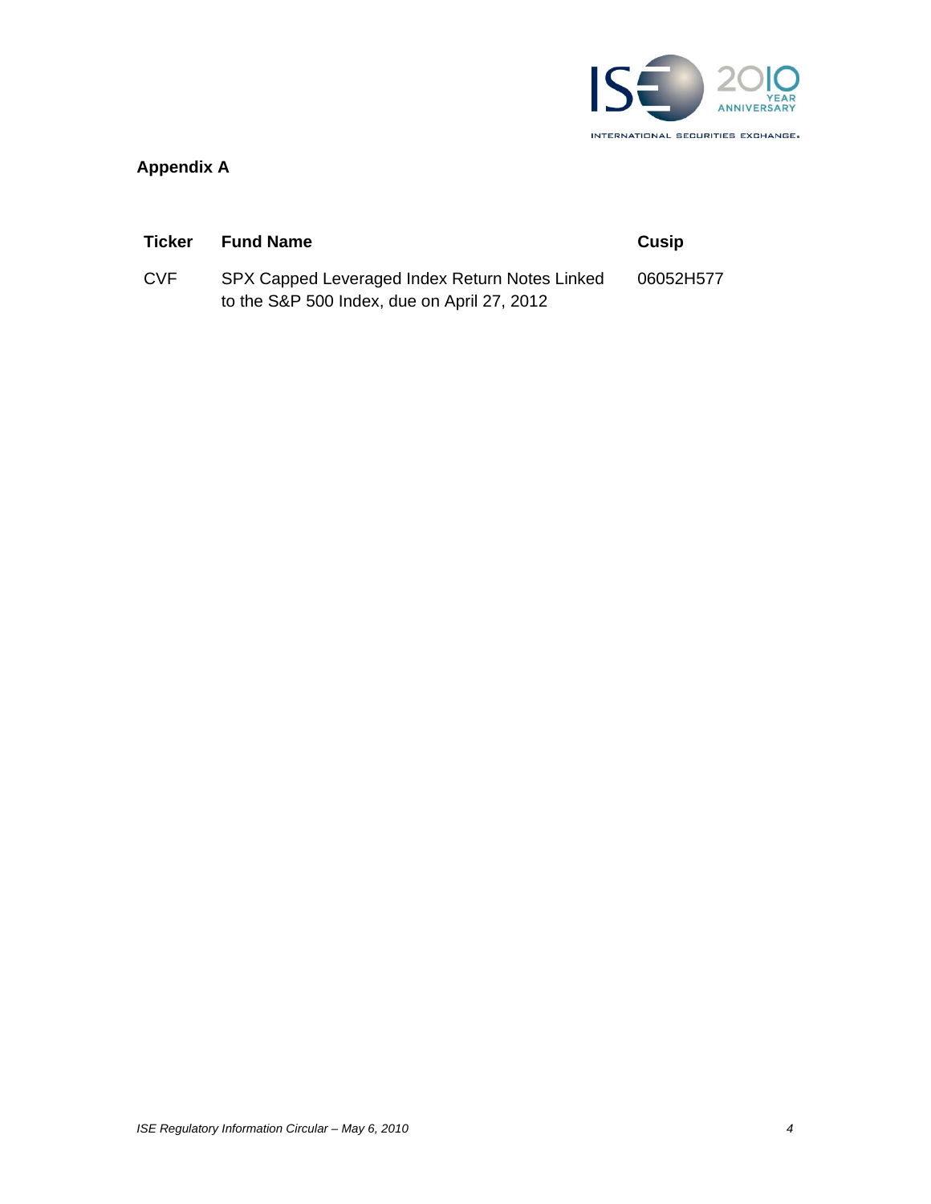## Appendix A

| Ticker | Fund Name | Cusip |
| --- | --- | --- |
| CVF | SPX Capped Leveraged Index Return Notes Linked to the S&P 500 Index, due on April 27, 2012 | 06052H577 |